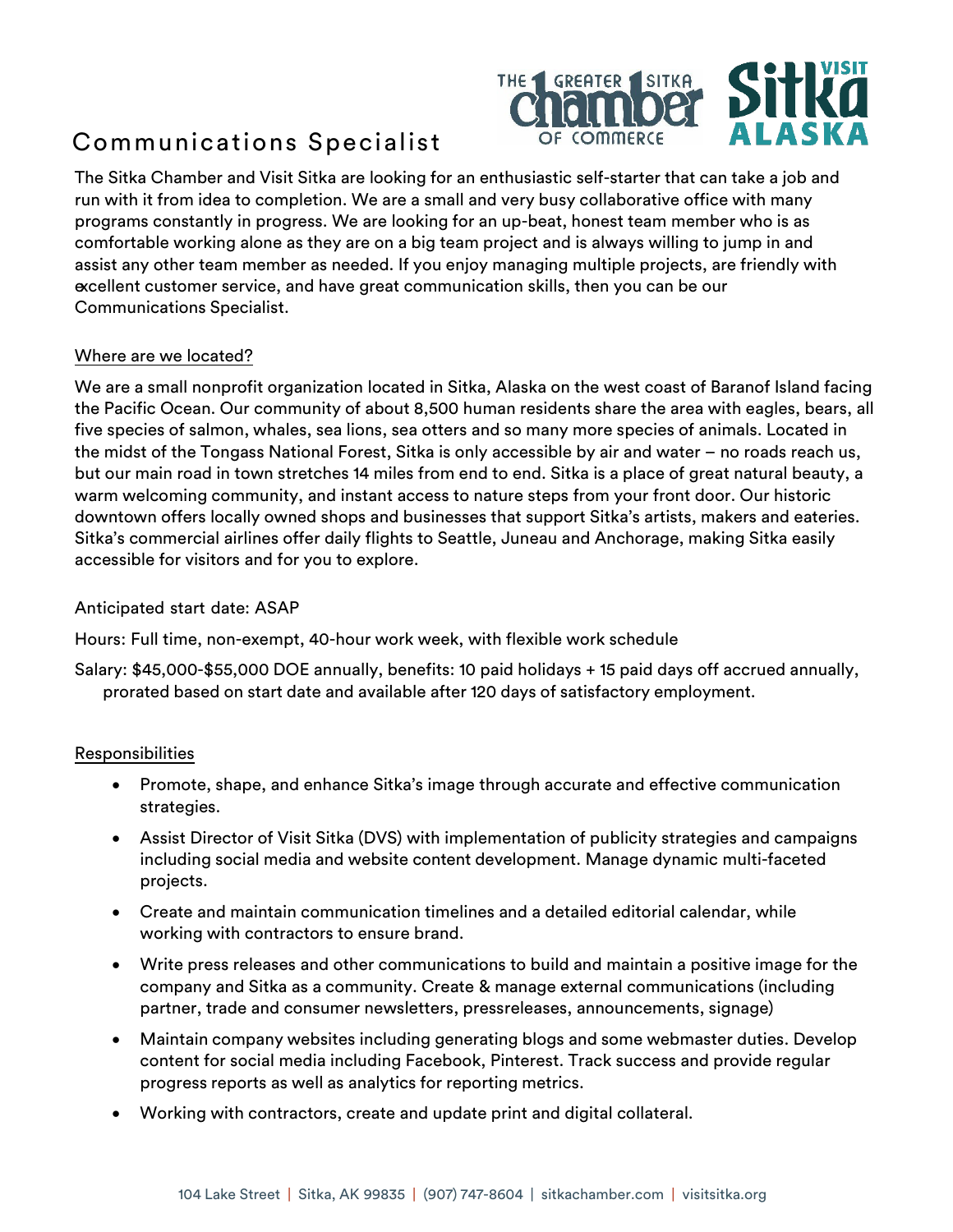# Communications Specialist

The Sitka Chamber and Visit Sitka are looking for an enthusiastic self-starter that can take a job and run with it from idea to completion. We are a small and very busy collaborative office with many programs constantly in progress. We are looking for an up-beat, honest team member who is as comfortable working alone as they are on a big team project and is always willing to jump in and assist any other team member as needed. If you enjoy managing multiple projects, are friendly with excellent customer service, and have great communication skills, then you can be our Communications Specialist.

## Where are we located?

We are a small nonprofit organization located in Sitka, Alaska on the west coast of Baranof Island facing the Pacific Ocean. Our community of about 8,500 human residents share the area with eagles, bears, all five species of salmon, whales, sea lions, sea otters and so many more species of animals. Located in the midst of the Tongass National Forest, Sitka is only accessible by air and water – no roads reach us, but our main road in town stretches 14 miles from end to end. Sitka is a place of great natural beauty, a warm welcoming community, and instant access to nature steps from your front door. Our historic downtown offers locally owned shops and businesses that support Sitka's artists, makers and eateries. Sitka's commercial airlines offer daily flights to Seattle, Juneau and Anchorage, making Sitka easily accessible for visitors and for you to explore.

Anticipated start date: ASAP

Hours: Full time, non-exempt, 40-hour work week, with flexible work schedule

Salary: $45,000-$55,000 DOE annually, benefits: 10 paid holidays + 15 paid days off accrued annually, prorated based on start date and available after 120 days of satisfactory employment.

## Responsibilities

- Promote, shape, and enhance Sitka's image through accurate and effective communication strategies.
- Assist Director of Visit Sitka (DVS) with implementation of publicity strategies and campaigns including social media and website content development. Manage dynamic multi-faceted projects.
- Create and maintain communication timelines and a detailed editorial calendar, while working with contractors to ensure brand.
- Write press releases and other communications to build and maintain a positive image for the company and Sitka as a community. Create & manage external communications (including partner, trade and consumer newsletters, pressreleases, announcements, signage)
- Maintain company websites including generating blogs and some webmaster duties. Develop content for social media including Facebook, Pinterest. Track success and provide regular progress reports as well as analytics for reporting metrics.
- Working with contractors, create and update print and digital collateral.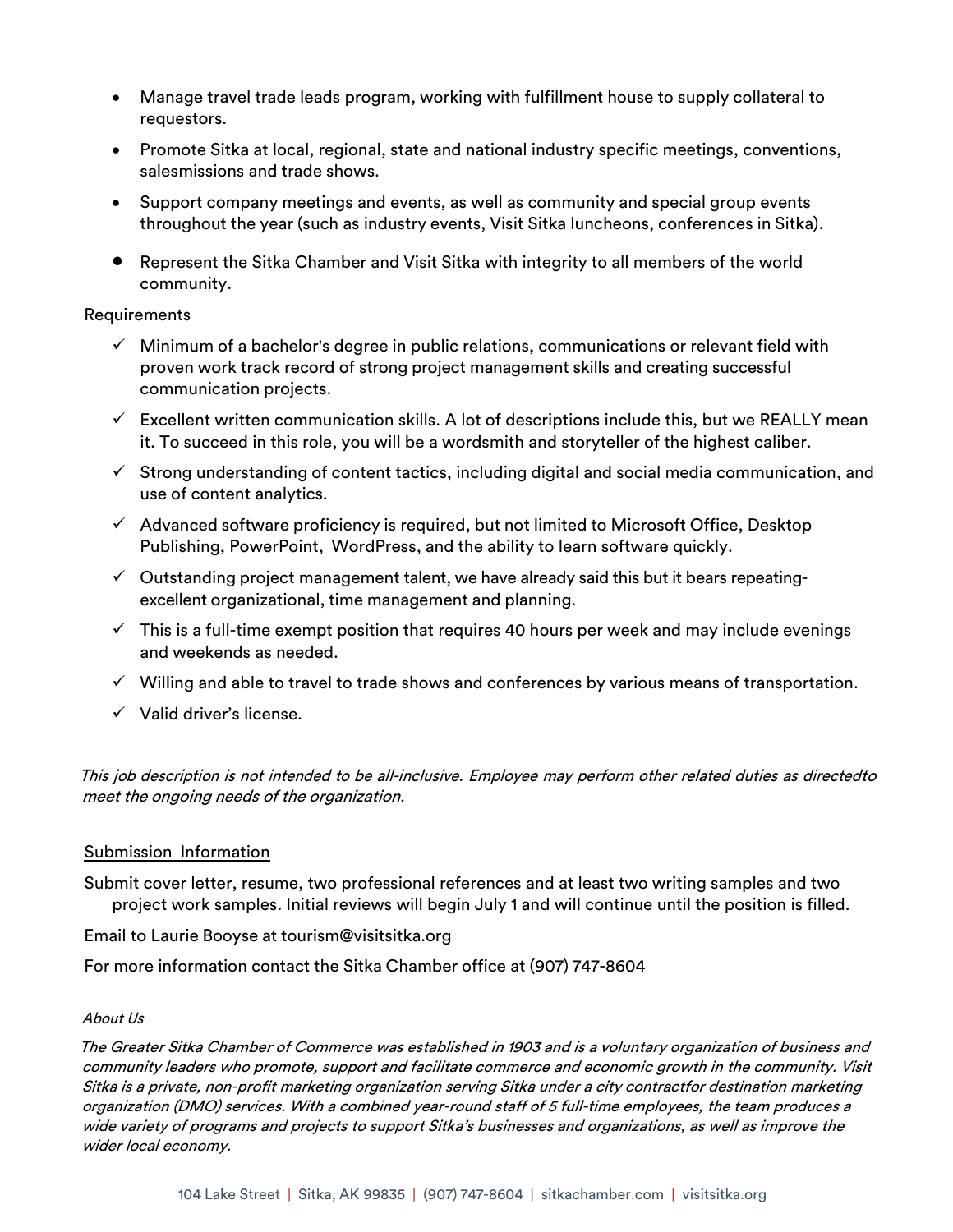- Manage travel trade leads program, working with fulfillment house to supply collateral to requestors.
- Promote Sitka at local, regional, state and national industry specific meetings, conventions, salesmissions and trade shows.
- Support company meetings and events, as well as community and special group events throughout the year (such as industry events, Visit Sitka luncheons, conferences in Sitka).
- Represent the Sitka Chamber and Visit Sitka with integrity to all members of the world community.

Requirements

- ✓ Minimum of a bachelor's degree in public relations, communications or relevant field with proven work track record of strong project management skills and creating successful communication projects.
- ✓ Excellent written communication skills. A lot of descriptions include this, but we REALLY mean it. To succeed in this role, you will be a wordsmith and storyteller of the highest caliber.
- ✓ Strong understanding of content tactics, including digital and social media communication, and use of content analytics.
- ✓ Advanced software proficiency is required, but not limited to Microsoft Office, Desktop Publishing, PowerPoint, WordPress, and the ability to learn software quickly.
- ✓ Outstanding project management talent, we have already said this but it bears repeating- excellent organizational, time management and planning.
- ✓ This is a full-time exempt position that requires 40 hours per week and may include evenings and weekends as needed.
- ✓ Willing and able to travel to trade shows and conferences by various means of transportation.
- ✓ Valid driver's license.

*This job description is not intended to be all-inclusive. Employee may perform other related duties as directedto meet the ongoing needs of the organization.*

Submission Information

Submit cover letter, resume, two professional references and at least two writing samples and two project work samples. Initial reviews will begin July 1 and will continue until the position is filled.

Email to Laurie Booyse at tourism@visitsitka.org

For more information contact the Sitka Chamber office at (907) 747-8604

*About Us*

*The Greater Sitka Chamber of Commerce was established in 1903 and is a voluntary organization of business and community leaders who promote, support and facilitate commerce and economic growth in the community. Visit Sitka is a private, non-profit marketing organization serving Sitka under a city contractfor destination marketing organization (DMO) services. With a combined year-round staff of 5 full-time employees, the team produces a wide variety of programs and projects to support Sitka's businesses and organizations, as well as improve the wider local economy.*

104 Lake Street | Sitka, AK 99835 | (907) 747-8604 | sitkachamber.com | visitsitka.org